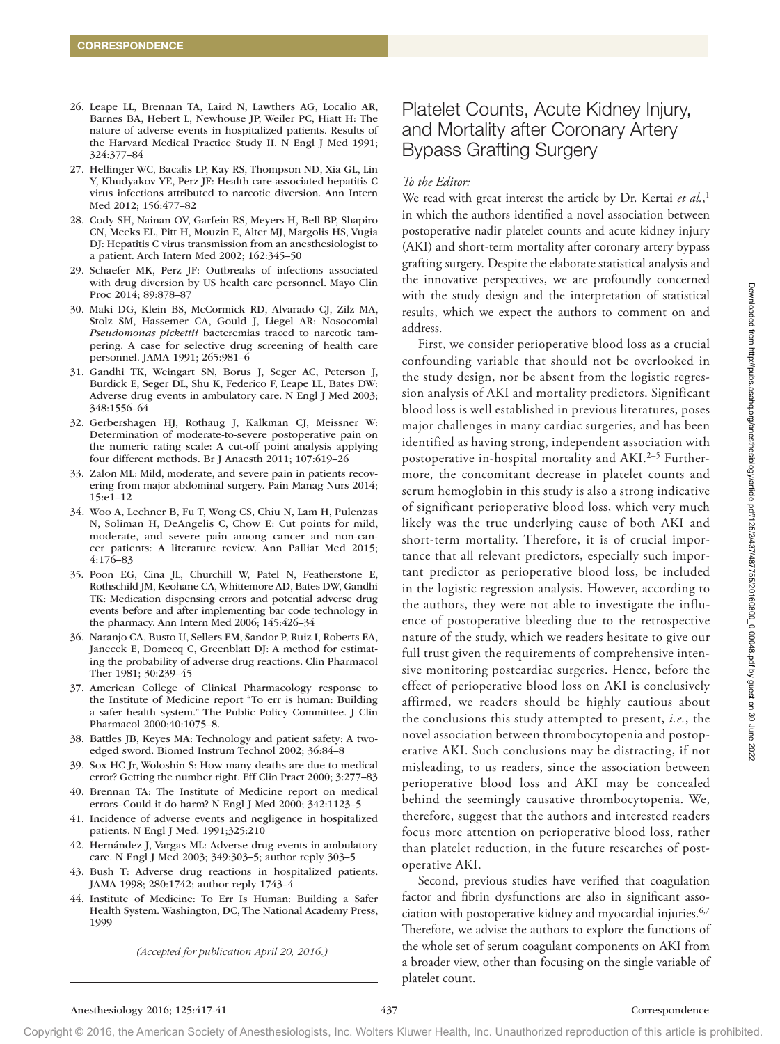26. Leape LL, Brennan TA, Laird N, Lawthers AG, Localio AR, Barnes BA, Hebert L, Newhouse JP, Weiler PC, Hiatt H: The nature of adverse events in hospitalized patients. Results of the Harvard Medical Practice Study II. N Engl J Med 1991; 324:377–84
27. Hellinger WC, Bacalis LP, Kay RS, Thompson ND, Xia GL, Lin Y, Khudyakov YE, Perz JF: Health care-associated hepatitis C virus infections attributed to narcotic diversion. Ann Intern Med 2012; 156:477–82
28. Cody SH, Nainan OV, Garfein RS, Meyers H, Bell BP, Shapiro CN, Meeks EL, Pitt H, Mouzin E, Alter MJ, Margolis HS, Vugia DJ: Hepatitis C virus transmission from an anesthesiologist to a patient. Arch Intern Med 2002; 162:345–50
29. Schaefer MK, Perz JF: Outbreaks of infections associated with drug diversion by US health care personnel. Mayo Clin Proc 2014; 89:878–87
30. Maki DG, Klein BS, McCormick RD, Alvarado CJ, Zilz MA, Stolz SM, Hassemer CA, Gould J, Liegel AR: Nosocomial *Pseudomonas pickettii* bacteremias traced to narcotic tampering. A case for selective drug screening of health care personnel. JAMA 1991; 265:981–6
31. Gandhi TK, Weingart SN, Borus J, Seger AC, Peterson J, Burdick E, Seger DL, Shu K, Federico F, Leape LL, Bates DW: Adverse drug events in ambulatory care. N Engl J Med 2003; 348:1556–64
32. Gerbershagen HJ, Rothaug J, Kalkman CJ, Meissner W: Determination of moderate-to-severe postoperative pain on the numeric rating scale: A cut-off point analysis applying four different methods. Br J Anaesth 2011; 107:619–26
33. Zalon ML: Mild, moderate, and severe pain in patients recovering from major abdominal surgery. Pain Manag Nurs 2014; 15:e1–12
34. Woo A, Lechner B, Fu T, Wong CS, Chiu N, Lam H, Pulenzas N, Soliman H, DeAngelis C, Chow E: Cut points for mild, moderate, and severe pain among cancer and non-cancer patients: A literature review. Ann Palliat Med 2015; 4:176–83
35. Poon EG, Cina JL, Churchill W, Patel N, Featherstone E, Rothschild JM, Keohane CA, Whittemore AD, Bates DW, Gandhi TK: Medication dispensing errors and potential adverse drug events before and after implementing bar code technology in the pharmacy. Ann Intern Med 2006; 145:426–34
36. Naranjo CA, Busto U, Sellers EM, Sandor P, Ruiz I, Roberts EA, Janecek E, Domecq C, Greenblatt DJ: A method for estimating the probability of adverse drug reactions. Clin Pharmacol Ther 1981; 30:239–45
37. American College of Clinical Pharmacology response to the Institute of Medicine report "To err is human: Building a safer health system." The Public Policy Committee. J Clin Pharmacol 2000;40:1075–8.
38. Battles JB, Keyes MA: Technology and patient safety: A two-edged sword. Biomed Instrum Technol 2002; 36:84–8
39. Sox HC Jr, Woloshin S: How many deaths are due to medical error? Getting the number right. Eff Clin Pract 2000; 3:277–83
40. Brennan TA: The Institute of Medicine report on medical errors–Could it do harm? N Engl J Med 2000; 342:1123–5
41. Incidence of adverse events and negligence in hospitalized patients. N Engl J Med. 1991;325:210
42. Hernández J, Vargas ML: Adverse drug events in ambulatory care. N Engl J Med 2003; 349:303–5; author reply 303–5
43. Bush T: Adverse drug reactions in hospitalized patients. JAMA 1998; 280:1742; author reply 1743–4
44. Institute of Medicine: To Err Is Human: Building a Safer Health System. Washington, DC, The National Academy Press, 1999

*(Accepted for publication April 20, 2016.)*

# Platelet Counts, Acute Kidney Injury, and Mortality after Coronary Artery Bypass Grafting Surgery

*To the Editor:*

We read with great interest the article by Dr. Kertai *et al.*,[1] in which the authors identified a novel association between postoperative nadir platelet counts and acute kidney injury (AKI) and short-term mortality after coronary artery bypass grafting surgery. Despite the elaborate statistical analysis and the innovative perspectives, we are profoundly concerned with the study design and the interpretation of statistical results, which we expect the authors to comment on and address.

First, we consider perioperative blood loss as a crucial confounding variable that should not be overlooked in the study design, nor be absent from the logistic regression analysis of AKI and mortality predictors. Significant blood loss is well established in previous literatures, poses major challenges in many cardiac surgeries, and has been identified as having strong, independent association with postoperative in-hospital mortality and AKI.[2–5] Furthermore, the concomitant decrease in platelet counts and serum hemoglobin in this study is also a strong indicative of significant perioperative blood loss, which very much likely was the true underlying cause of both AKI and short-term mortality. Therefore, it is of crucial importance that all relevant predictors, especially such important predictor as perioperative blood loss, be included in the logistic regression analysis. However, according to the authors, they were not able to investigate the influence of postoperative bleeding due to the retrospective nature of the study, which we readers hesitate to give our full trust given the requirements of comprehensive intensive monitoring postcardiac surgeries. Hence, before the effect of perioperative blood loss on AKI is conclusively affirmed, we readers should be highly cautious about the conclusions this study attempted to present, *i.e.*, the novel association between thrombocytopenia and postoperative AKI. Such conclusions may be distracting, if not misleading, to us readers, since the association between perioperative blood loss and AKI may be concealed behind the seemingly causative thrombocytopenia. We, therefore, suggest that the authors and interested readers focus more attention on perioperative blood loss, rather than platelet reduction, in the future researches of postoperative AKI.

Second, previous studies have verified that coagulation factor and fibrin dysfunctions are also in significant association with postoperative kidney and myocardial injuries.[6,7] Therefore, we advise the authors to explore the functions of the whole set of serum coagulant components on AKI from a broader view, other than focusing on the single variable of platelet count.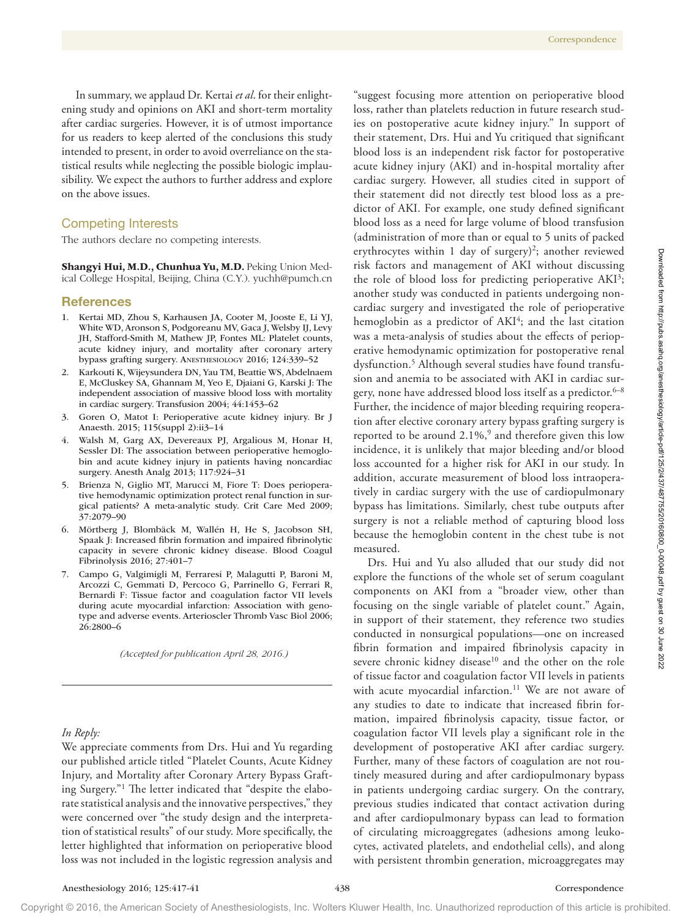In summary, we applaud Dr. Kertai *et al*. for their enlightening study and opinions on AKI and short-term mortality after cardiac surgeries. However, it is of utmost importance for us readers to keep alerted of the conclusions this study intended to present, in order to avoid overreliance on the statistical results while neglecting the possible biologic implausibility. We expect the authors to further address and explore on the above issues.

## Competing Interests

The authors declare no competing interests.

**Shangyi Hui, M.D., Chunhua Yu, M.D.** Peking Union Medical College Hospital, Beijing, China (C.Y.). yuchh@pumch.cn

## References

1. Kertai MD, Zhou S, Karhausen JA, Cooter M, Jooste E, Li YJ, White WD, Aronson S, Podgoreanu MV, Gaca J, Welsby IJ, Levy JH, Stafford-Smith M, Mathew JP, Fontes ML: Platelet counts, acute kidney injury, and mortality after coronary artery bypass grafting surgery. Anesthesiology 2016; 124:339–52
2. Karkouti K, Wijeysundera DN, Yau TM, Beattie WS, Abdelnaem E, McCluskey SA, Ghannam M, Yeo E, Djaiani G, Karski J: The independent association of massive blood loss with mortality in cardiac surgery. Transfusion 2004; 44:1453–62
3. Goren O, Matot I: Perioperative acute kidney injury. Br J Anaesth. 2015; 115(suppl 2):ii3–14
4. Walsh M, Garg AX, Devereaux PJ, Argalious M, Honar H, Sessler DI: The association between perioperative hemoglobin and acute kidney injury in patients having noncardiac surgery. Anesth Analg 2013; 117:924–31
5. Brienza N, Giglio MT, Marucci M, Fiore T: Does perioperative hemodynamic optimization protect renal function in surgical patients? A meta-analytic study. Crit Care Med 2009; 37:2079–90
6. Mörtberg J, Blombäck M, Wallén H, He S, Jacobson SH, Spaak J: Increased fibrin formation and impaired fibrinolytic capacity in severe chronic kidney disease. Blood Coagul Fibrinolysis 2016; 27:401–7
7. Campo G, Valgimigli M, Ferraresi P, Malagutti P, Baroni M, Arcozzi C, Gemmati D, Percoco G, Parrinello G, Ferrari R, Bernardi F: Tissue factor and coagulation factor VII levels during acute myocardial infarction: Association with genotype and adverse events. Arterioscler Thromb Vasc Biol 2006; 26:2800–6

*(Accepted for publication April 28, 2016.)*

---

*In Reply:*

We appreciate comments from Drs. Hui and Yu regarding our published article titled "Platelet Counts, Acute Kidney Injury, and Mortality after Coronary Artery Bypass Grafting Surgery."[1] The letter indicated that "despite the elaborate statistical analysis and the innovative perspectives," they were concerned over "the study design and the interpretation of statistical results" of our study. More specifically, the letter highlighted that information on perioperative blood loss was not included in the logistic regression analysis and "suggest focusing more attention on perioperative blood loss, rather than platelets reduction in future research studies on postoperative acute kidney injury." In support of their statement, Drs. Hui and Yu critiqued that significant blood loss is an independent risk factor for postoperative acute kidney injury (AKI) and in-hospital mortality after cardiac surgery. However, all studies cited in support of their statement did not directly test blood loss as a predictor of AKI. For example, one study defined significant blood loss as a need for large volume of blood transfusion (administration of more than or equal to 5 units of packed erythrocytes within 1 day of surgery)[2]; another reviewed risk factors and management of AKI without discussing the role of blood loss for predicting perioperative AKI[3]; another study was conducted in patients undergoing noncardiac surgery and investigated the role of perioperative hemoglobin as a predictor of AKI[4]; and the last citation was a meta-analysis of studies about the effects of perioperative hemodynamic optimization for postoperative renal dysfunction.[5] Although several studies have found transfusion and anemia to be associated with AKI in cardiac surgery, none have addressed blood loss itself as a predictor.[6–8] Further, the incidence of major bleeding requiring reoperation after elective coronary artery bypass grafting surgery is reported to be around 2.1%,[9] and therefore given this low incidence, it is unlikely that major bleeding and/or blood loss accounted for a higher risk for AKI in our study. In addition, accurate measurement of blood loss intraoperatively in cardiac surgery with the use of cardiopulmonary bypass has limitations. Similarly, chest tube outputs after surgery is not a reliable method of capturing blood loss because the hemoglobin content in the chest tube is not measured.

Drs. Hui and Yu also alluded that our study did not explore the functions of the whole set of serum coagulant components on AKI from a "broader view, other than focusing on the single variable of platelet count." Again, in support of their statement, they reference two studies conducted in nonsurgical populations—one on increased fibrin formation and impaired fibrinolysis capacity in severe chronic kidney disease[10] and the other on the role of tissue factor and coagulation factor VII levels in patients with acute myocardial infarction.[11] We are not aware of any studies to date to indicate that increased fibrin formation, impaired fibrinolysis capacity, tissue factor, or coagulation factor VII levels play a significant role in the development of postoperative AKI after cardiac surgery. Further, many of these factors of coagulation are not routinely measured during and after cardiopulmonary bypass in patients undergoing cardiac surgery. On the contrary, previous studies indicated that contact activation during and after cardiopulmonary bypass can lead to formation of circulating microaggregates (adhesions among leukocytes, activated platelets, and endothelial cells), and along with persistent thrombin generation, microaggregates may